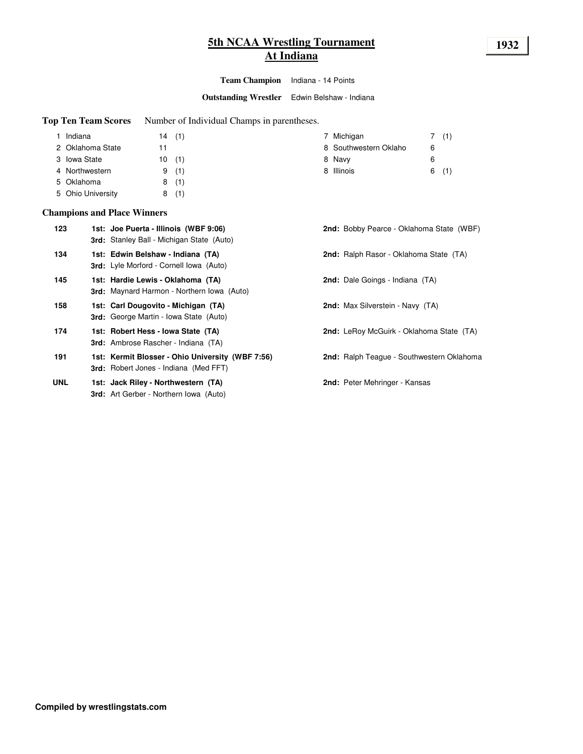# 5th NCAA Wrestling Tournament
## At Indiana

**1932**

**Team Champion** Indiana - 14 Points

**Outstanding Wrestler** Edwin Belshaw - Indiana

### Top Ten Team Scores

Number of Individual Champs in parentheses.

| Rank | Team | Points | Champs |
|---|---|---|---|
| 1 | Indiana | 14 | (1) |
| 2 | Oklahoma State | 11 | |
| 3 | Iowa State | 10 | (1) |
| 4 | Northwestern | 9 | (1) |
| 5 | Oklahoma | 8 | (1) |
| 5 | Ohio University | 8 | (1) |
| 7 | Michigan | 7 | (1) |
| 8 | Southwestern Oklaho | 6 | |
| 8 | Navy | 6 | |
| 8 | Illinois | 6 | (1) |

### Champions and Place Winners

| Weight | 1st / 3rd | 2nd |
|---|---|---|
| 123 | **1st: Joe Puerta - Illinois (WBF 9:06)**<br>**3rd:** Stanley Ball - Michigan State (Auto) | **2nd:** Bobby Pearce - Oklahoma State (WBF) |
| 134 | **1st: Edwin Belshaw - Indiana (TA)**<br>**3rd:** Lyle Morford - Cornell Iowa (Auto) | **2nd:** Ralph Rasor - Oklahoma State (TA) |
| 145 | **1st: Hardie Lewis - Oklahoma (TA)**<br>**3rd:** Maynard Harmon - Northern Iowa (Auto) | **2nd:** Dale Goings - Indiana (TA) |
| 158 | **1st: Carl Dougovito - Michigan (TA)**<br>**3rd:** George Martin - Iowa State (Auto) | **2nd:** Max Silverstein - Navy (TA) |
| 174 | **1st: Robert Hess - Iowa State (TA)**<br>**3rd:** Ambrose Rascher - Indiana (TA) | **2nd:** LeRoy McGuirk - Oklahoma State (TA) |
| 191 | **1st: Kermit Blosser - Ohio University (WBF 7:56)**<br>**3rd:** Robert Jones - Indiana (Med FFT) | **2nd:** Ralph Teague - Southwestern Oklahoma |
| UNL | **1st: Jack Riley - Northwestern (TA)**<br>**3rd:** Art Gerber - Northern Iowa (Auto) | **2nd:** Peter Mehringer - Kansas |

**Compiled by wrestlingstats.com**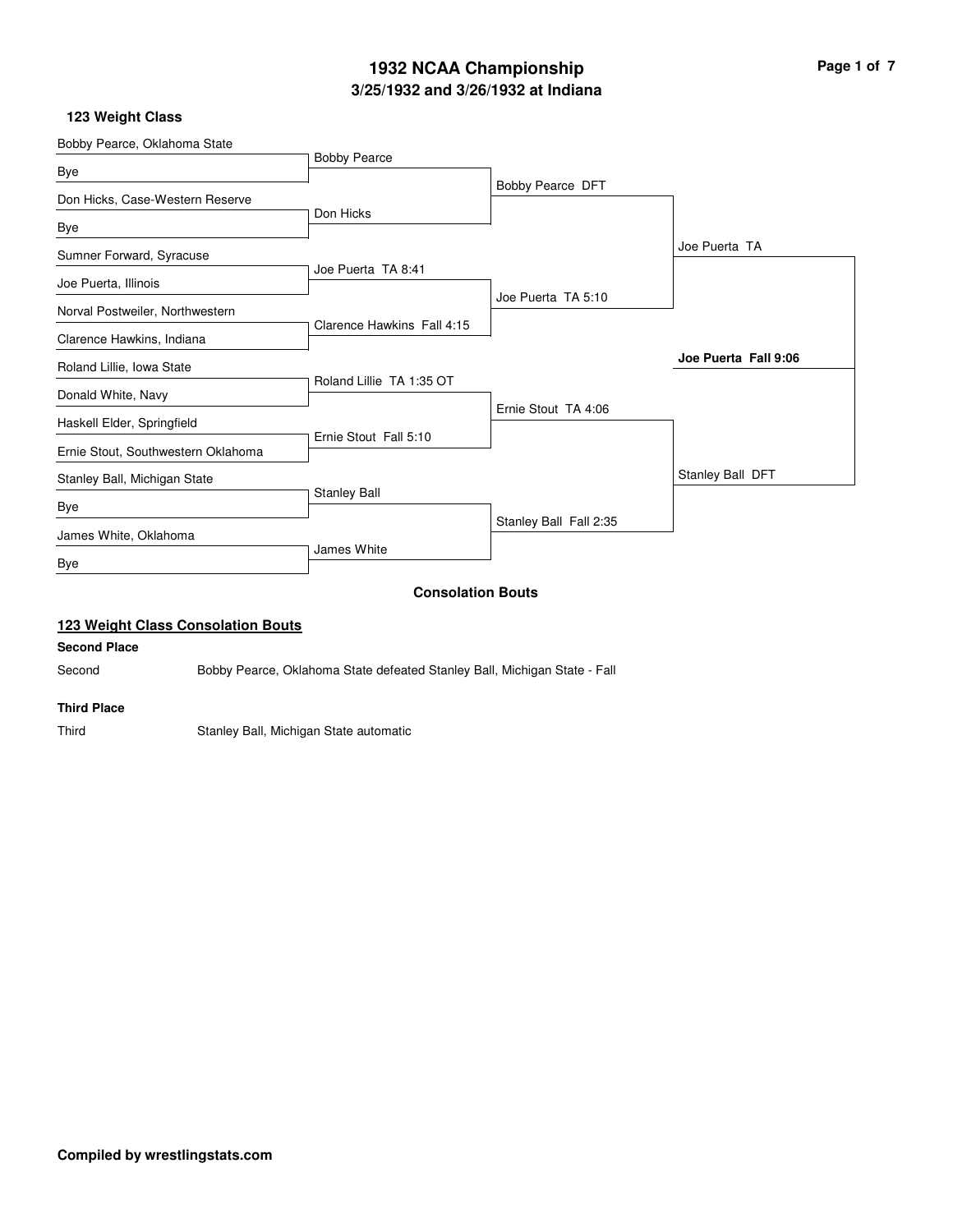# 1932 NCAA Championship
## 3/25/1932 and 3/26/1932 at Indiana

### 123 Weight Class

**First Round**

| Wrestler 1 | Wrestler 2 | Result |
|---|---|---|
| Bobby Pearce, Oklahoma State | Bye | Bobby Pearce |
| Don Hicks, Case-Western Reserve | Bye | Don Hicks |
| Sumner Forward, Syracuse | Joe Puerta, Illinois | Joe Puerta TA 8:41 |
| Norval Postweiler, Northwestern | Clarence Hawkins, Indiana | Clarence Hawkins Fall 4:15 |
| Roland Lillie, Iowa State | Donald White, Navy | Roland Lillie TA 1:35 OT |
| Haskell Elder, Springfield | Ernie Stout, Southwestern Oklahoma | Ernie Stout Fall 5:10 |
| Stanley Ball, Michigan State | Bye | Stanley Ball |
| James White, Oklahoma | Bye | James White |

**Second Round**

- Bobby Pearce DFT
- Joe Puerta TA 5:10
- Ernie Stout TA 4:06
- Stanley Ball Fall 2:35

**Semifinals**

- Joe Puerta TA
- Stanley Ball DFT

**Final**

**Joe Puerta Fall 9:06**

### Consolation Bouts

#### 123 Weight Class Consolation Bouts

**Second Place**

Second — Bobby Pearce, Oklahoma State defeated Stanley Ball, Michigan State - Fall

**Third Place**

Third — Stanley Ball, Michigan State automatic

**Compiled by wrestlingstats.com**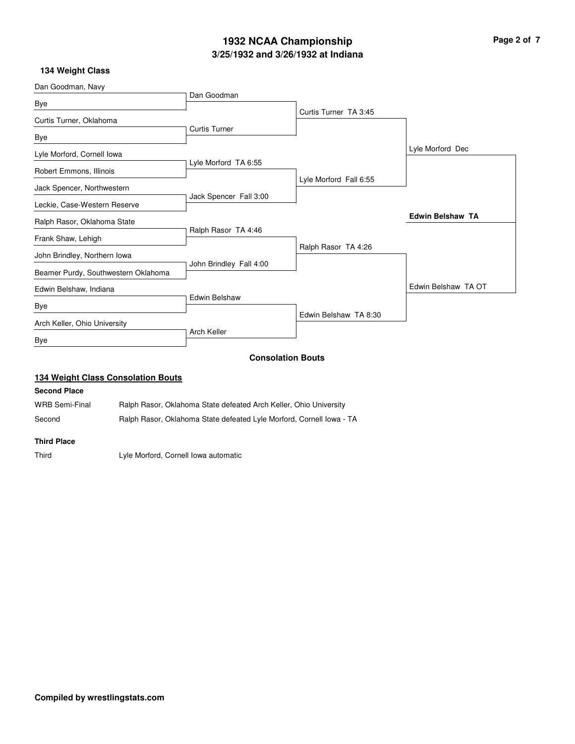# 1932 NCAA Championship

## 3/25/1932 and 3/26/1932 at Indiana

### 134 Weight Class

| First Round | Quarterfinals | Semifinals | Finals | Champion |
|---|---|---|---|---|
| Dan Goodman, Navy | Dan Goodman | Curtis Turner TA 3:45 | Lyle Morford Dec | **Edwin Belshaw TA** |
| Bye | | | | |
| Curtis Turner, Oklahoma | Curtis Turner | | | |
| Bye | | | | |
| Lyle Morford, Cornell Iowa | Lyle Morford TA 6:55 | Lyle Morford Fall 6:55 | | |
| Robert Emmons, Illinois | | | | |
| Jack Spencer, Northwestern | Jack Spencer Fall 3:00 | | | |
| Leckie, Case-Western Reserve | | | | |
| Ralph Rasor, Oklahoma State | Ralph Rasor TA 4:46 | Ralph Rasor TA 4:26 | Edwin Belshaw TA OT | |
| Frank Shaw, Lehigh | | | | |
| John Brindley, Northern Iowa | John Brindley Fall 4:00 | | | |
| Beamer Purdy, Southwestern Oklahoma | | | | |
| Edwin Belshaw, Indiana | Edwin Belshaw | Edwin Belshaw TA 8:30 | | |
| Bye | | | | |
| Arch Keller, Ohio University | Arch Keller | | | |
| Bye | | | | |

### Consolation Bouts

#### 134 Weight Class Consolation Bouts

**Second Place**

| | |
|---|---|
| WRB Semi-Final | Ralph Rasor, Oklahoma State defeated Arch Keller, Ohio University |
| Second | Ralph Rasor, Oklahoma State defeated Lyle Morford, Cornell Iowa - TA |

**Third Place**

| | |
|---|---|
| Third | Lyle Morford, Cornell Iowa automatic |

**Compiled by wrestlingstats.com**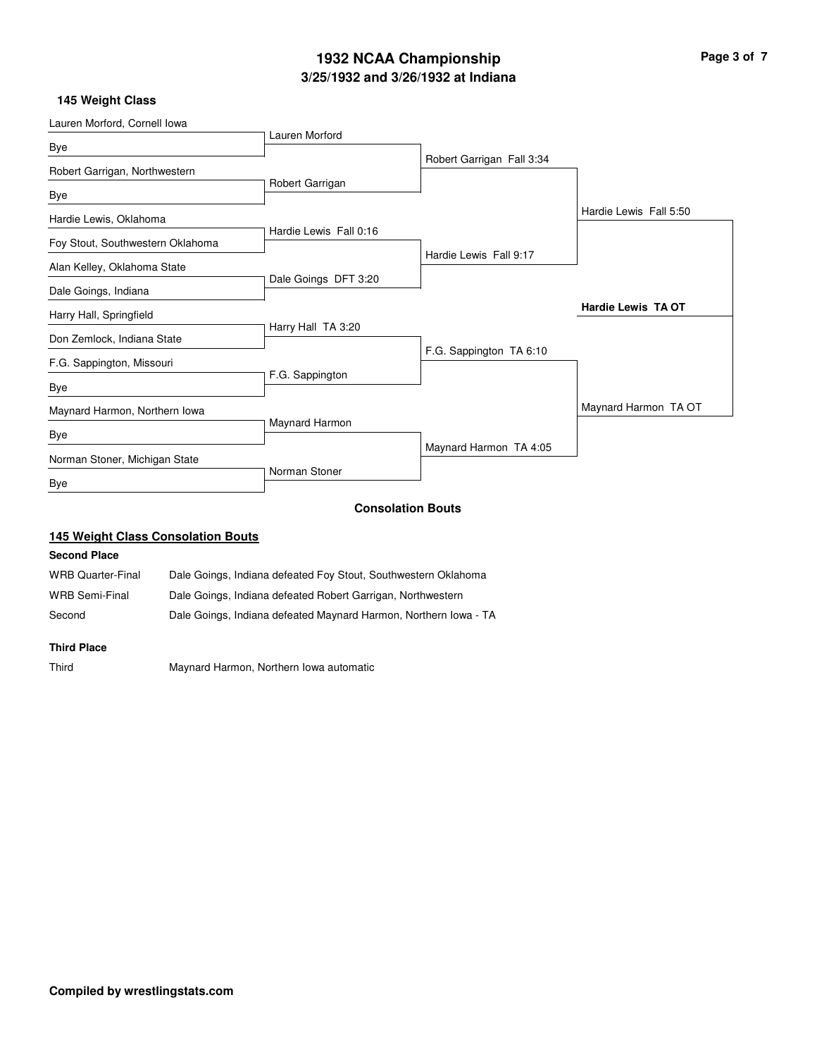# 1932 NCAA Championship

## 3/25/1932 and 3/26/1932 at Indiana

### 145 Weight Class

**First Round**

- Lauren Morford, Cornell Iowa vs. Bye — Lauren Morford
- Robert Garrigan, Northwestern vs. Bye — Robert Garrigan
- Hardie Lewis, Oklahoma vs. Foy Stout, Southwestern Oklahoma — Hardie Lewis Fall 0:16
- Alan Kelley, Oklahoma State vs. Dale Goings, Indiana — Dale Goings DFT 3:20
- Harry Hall, Springfield vs. Don Zemlock, Indiana State — Harry Hall TA 3:20
- F.G. Sappington, Missouri vs. Bye — F.G. Sappington
- Maynard Harmon, Northern Iowa vs. Bye — Maynard Harmon
- Norman Stoner, Michigan State vs. Bye — Norman Stoner

**Quarterfinals**

- Robert Garrigan Fall 3:34
- Hardie Lewis Fall 9:17
- F.G. Sappington TA 6:10
- Maynard Harmon TA 4:05

**Semifinals**

- Hardie Lewis Fall 5:50
- Maynard Harmon TA OT

**Final**

- **Hardie Lewis TA OT**

### Consolation Bouts

#### 145 Weight Class Consolation Bouts

**Second Place**

| | |
|---|---|
| WRB Quarter-Final | Dale Goings, Indiana defeated Foy Stout, Southwestern Oklahoma |
| WRB Semi-Final | Dale Goings, Indiana defeated Robert Garrigan, Northwestern |
| Second | Dale Goings, Indiana defeated Maynard Harmon, Northern Iowa - TA |

**Third Place**

| | |
|---|---|
| Third | Maynard Harmon, Northern Iowa automatic |

**Compiled by wrestlingstats.com**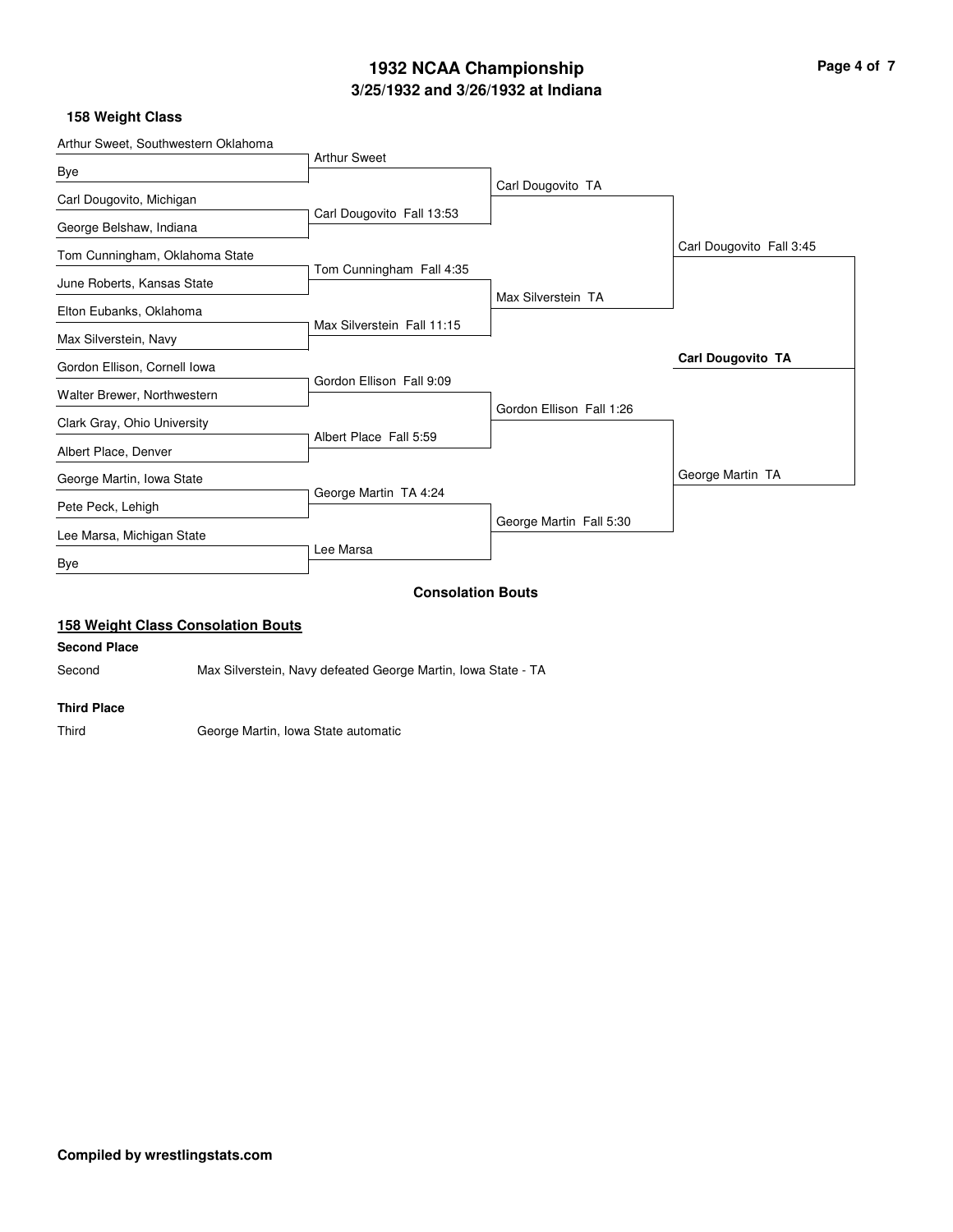# 1932 NCAA Championship

## 3/25/1932 and 3/26/1932 at Indiana

### 158 Weight Class

| First Round | Quarterfinals | Semifinals | Finals | Champion |
|---|---|---|---|---|
| Arthur Sweet, Southwestern Oklahoma | | | | |
| | Arthur Sweet | | | |
| Bye | | | | |
| | | Carl Dougovito TA | | |
| Carl Dougovito, Michigan | | | | |
| | Carl Dougovito Fall 13:53 | | | |
| George Belshaw, Indiana | | | | |
| | | | Carl Dougovito Fall 3:45 | |
| Tom Cunningham, Oklahoma State | | | | |
| | Tom Cunningham Fall 4:35 | | | |
| June Roberts, Kansas State | | | | |
| | | Max Silverstein TA | | |
| Elton Eubanks, Oklahoma | | | | |
| | Max Silverstein Fall 11:15 | | | |
| Max Silverstein, Navy | | | | |
| | | | | **Carl Dougovito TA** |
| Gordon Ellison, Cornell Iowa | | | | |
| | Gordon Ellison Fall 9:09 | | | |
| Walter Brewer, Northwestern | | | | |
| | | Gordon Ellison Fall 1:26 | | |
| Clark Gray, Ohio University | | | | |
| | Albert Place Fall 5:59 | | | |
| Albert Place, Denver | | | | |
| | | | George Martin TA | |
| George Martin, Iowa State | | | | |
| | George Martin TA 4:24 | | | |
| Pete Peck, Lehigh | | | | |
| | | George Martin Fall 5:30 | | |
| Lee Marsa, Michigan State | | | | |
| | Lee Marsa | | | |
| Bye | | | | |

### Consolation Bouts

**158 Weight Class Consolation Bouts**

**Second Place**

Second — Max Silverstein, Navy defeated George Martin, Iowa State - TA

**Third Place**

Third — George Martin, Iowa State automatic

**Compiled by wrestlingstats.com**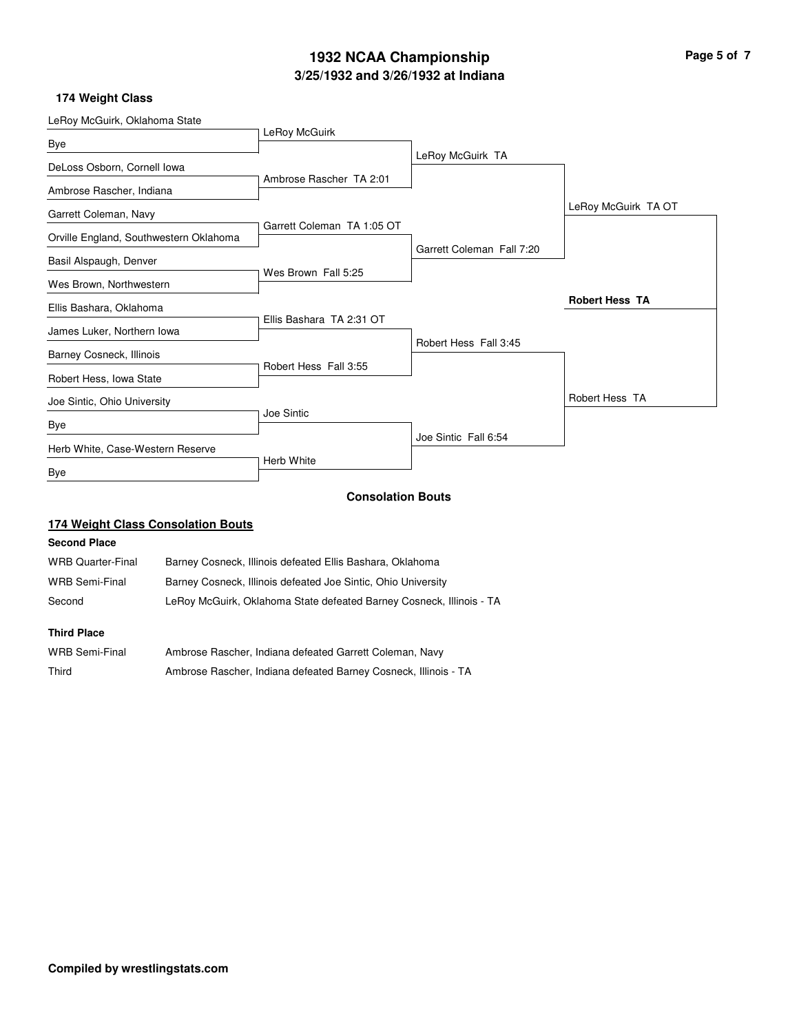# 1932 NCAA Championship

## 3/25/1932 and 3/26/1932 at Indiana

### 174 Weight Class

**First Round**

| Wrestler 1 | Wrestler 2 | Result |
| --- | --- | --- |
| LeRoy McGuirk, Oklahoma State | Bye | LeRoy McGuirk |
| DeLoss Osborn, Cornell Iowa | Ambrose Rascher, Indiana | Ambrose Rascher TA 2:01 |
| Garrett Coleman, Navy | Orville England, Southwestern Oklahoma | Garrett Coleman TA 1:05 OT |
| Basil Alspaugh, Denver | Wes Brown, Northwestern | Wes Brown Fall 5:25 |
| Ellis Bashara, Oklahoma | James Luker, Northern Iowa | Ellis Bashara TA 2:31 OT |
| Barney Cosneck, Illinois | Robert Hess, Iowa State | Robert Hess Fall 3:55 |
| Joe Sintic, Ohio University | Bye | Joe Sintic |
| Herb White, Case-Western Reserve | Bye | Herb White |

**Quarterfinals**

- LeRoy McGuirk TA
- Garrett Coleman Fall 7:20
- Robert Hess Fall 3:45
- Joe Sintic Fall 6:54

**Semifinals**

- LeRoy McGuirk TA OT
- Robert Hess TA

**Final**

- **Robert Hess TA**

### Consolation Bouts

#### 174 Weight Class Consolation Bouts

**Second Place**

| Round | Result |
| --- | --- |
| WRB Quarter-Final | Barney Cosneck, Illinois defeated Ellis Bashara, Oklahoma |
| WRB Semi-Final | Barney Cosneck, Illinois defeated Joe Sintic, Ohio University |
| Second | LeRoy McGuirk, Oklahoma State defeated Barney Cosneck, Illinois - TA |

**Third Place**

| Round | Result |
| --- | --- |
| WRB Semi-Final | Ambrose Rascher, Indiana defeated Garrett Coleman, Navy |
| Third | Ambrose Rascher, Indiana defeated Barney Cosneck, Illinois - TA |

**Compiled by wrestlingstats.com**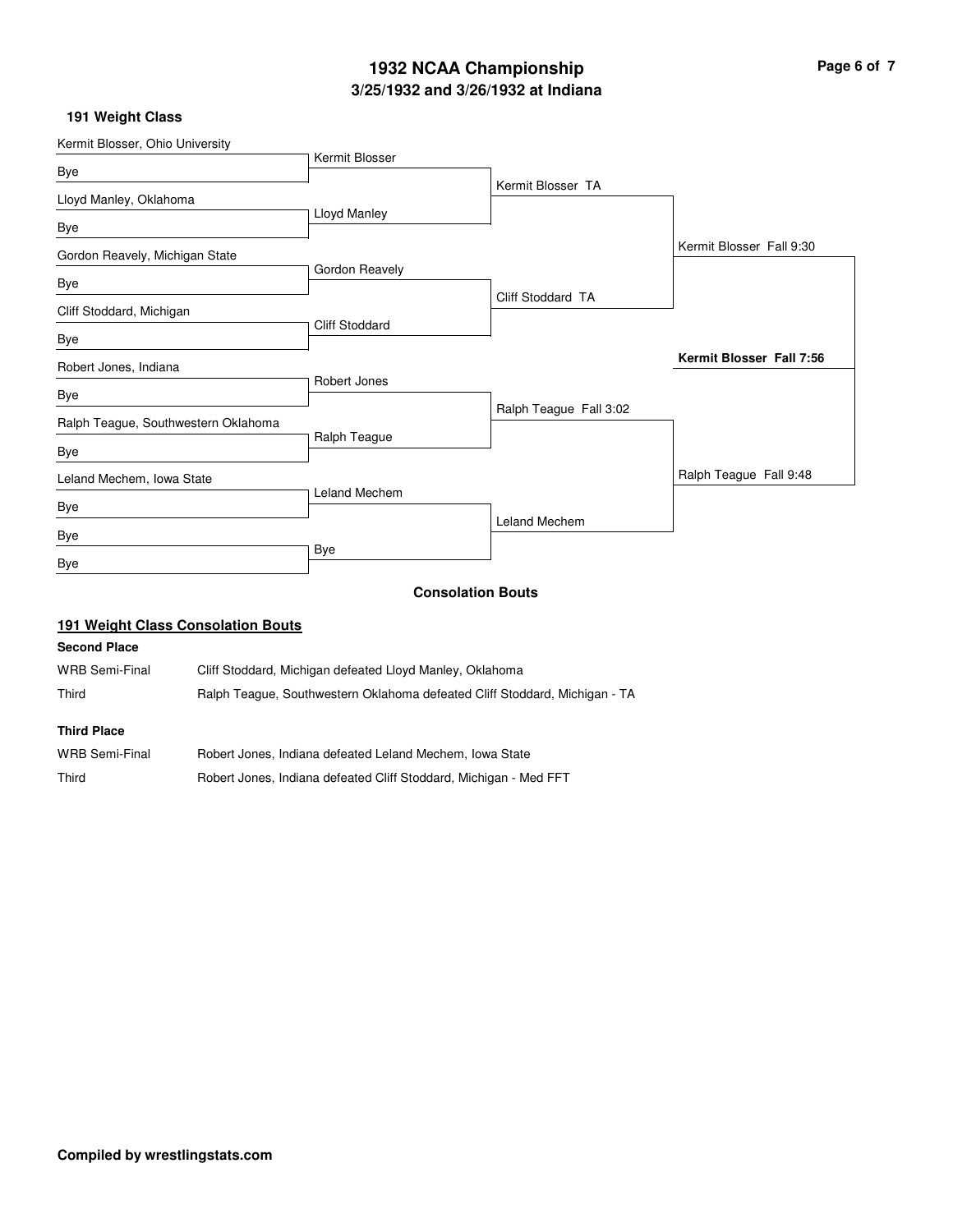# 1932 NCAA Championship

## 3/25/1932 and 3/26/1932 at Indiana

### 191 Weight Class

**First Round**

- Kermit Blosser, Ohio University vs. Bye — Kermit Blosser
- Lloyd Manley, Oklahoma vs. Bye — Lloyd Manley
- Gordon Reavely, Michigan State vs. Bye — Gordon Reavely
- Cliff Stoddard, Michigan vs. Bye — Cliff Stoddard
- Robert Jones, Indiana vs. Bye — Robert Jones
- Ralph Teague, Southwestern Oklahoma vs. Bye — Ralph Teague
- Leland Mechem, Iowa State vs. Bye — Leland Mechem
- Bye vs. Bye — Bye

**Quarterfinals**

- Kermit Blosser TA
- Cliff Stoddard TA
- Ralph Teague Fall 3:02
- Leland Mechem

**Semifinals**

- Kermit Blosser Fall 9:30
- Ralph Teague Fall 9:48

**Final**

- **Kermit Blosser Fall 7:56**

### Consolation Bouts

#### 191 Weight Class Consolation Bouts

**Second Place**

| | |
|---|---|
| WRB Semi-Final | Cliff Stoddard, Michigan defeated Lloyd Manley, Oklahoma |
| Third | Ralph Teague, Southwestern Oklahoma defeated Cliff Stoddard, Michigan - TA |

**Third Place**

| | |
|---|---|
| WRB Semi-Final | Robert Jones, Indiana defeated Leland Mechem, Iowa State |
| Third | Robert Jones, Indiana defeated Cliff Stoddard, Michigan - Med FFT |

**Compiled by wrestlingstats.com**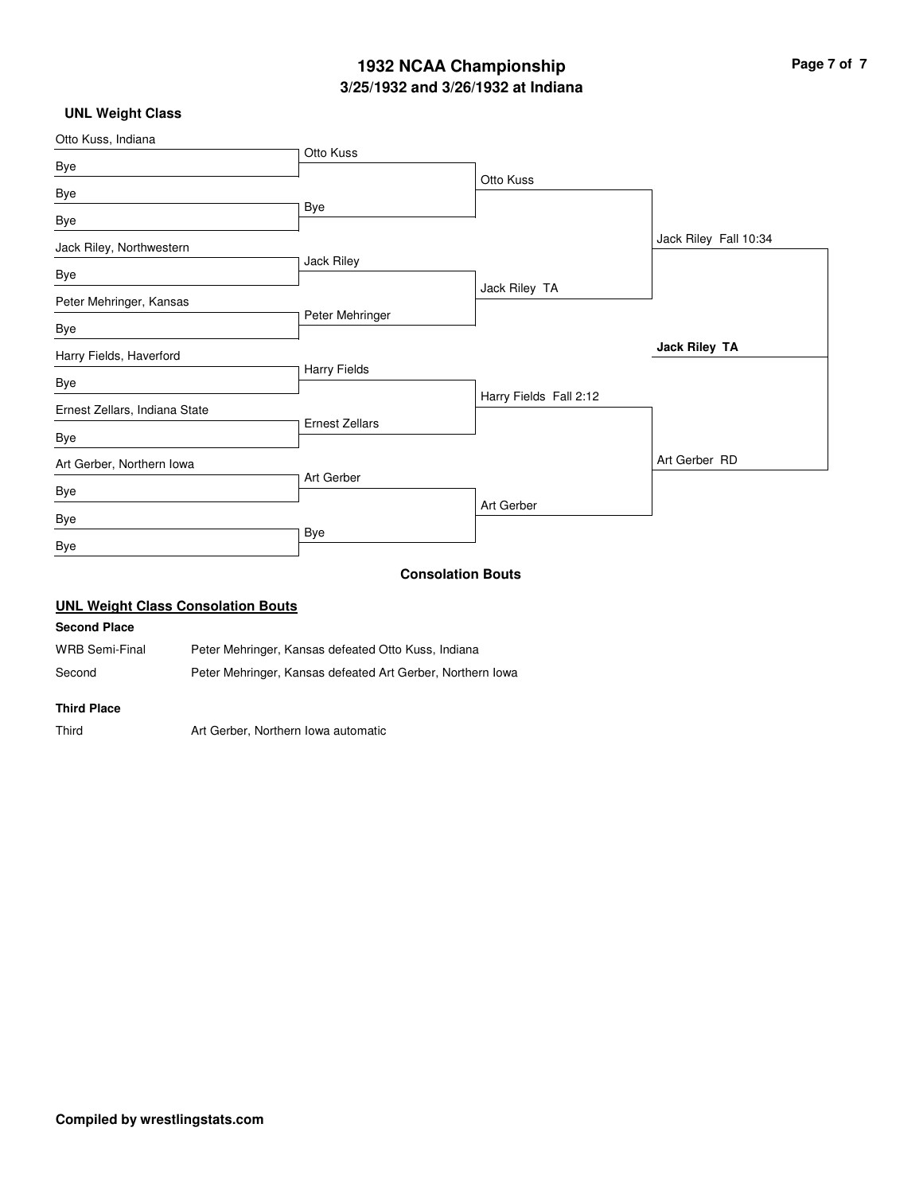# 1932 NCAA Championship
## 3/25/1932 and 3/26/1932 at Indiana

### UNL Weight Class

**First Round**

Otto Kuss, Indiana
Bye
Bye
Bye
Jack Riley, Northwestern
Bye
Peter Mehringer, Kansas
Bye
Harry Fields, Haverford
Bye
Ernest Zellars, Indiana State
Bye
Art Gerber, Northern Iowa
Bye
Bye
Bye

**Second Round**

Otto Kuss
Bye
Jack Riley
Peter Mehringer
Harry Fields
Ernest Zellars
Art Gerber
Bye

**Quarterfinals**

Otto Kuss
Jack Riley TA
Harry Fields Fall 2:12
Art Gerber

**Semifinals**

Jack Riley Fall 10:34
Art Gerber RD

**Final**

**Jack Riley TA**

### Consolation Bouts

**UNL Weight Class Consolation Bouts**

**Second Place**

WRB Semi-Final — Peter Mehringer, Kansas defeated Otto Kuss, Indiana

Second — Peter Mehringer, Kansas defeated Art Gerber, Northern Iowa

**Third Place**

Third — Art Gerber, Northern Iowa automatic

**Compiled by wrestlingstats.com**